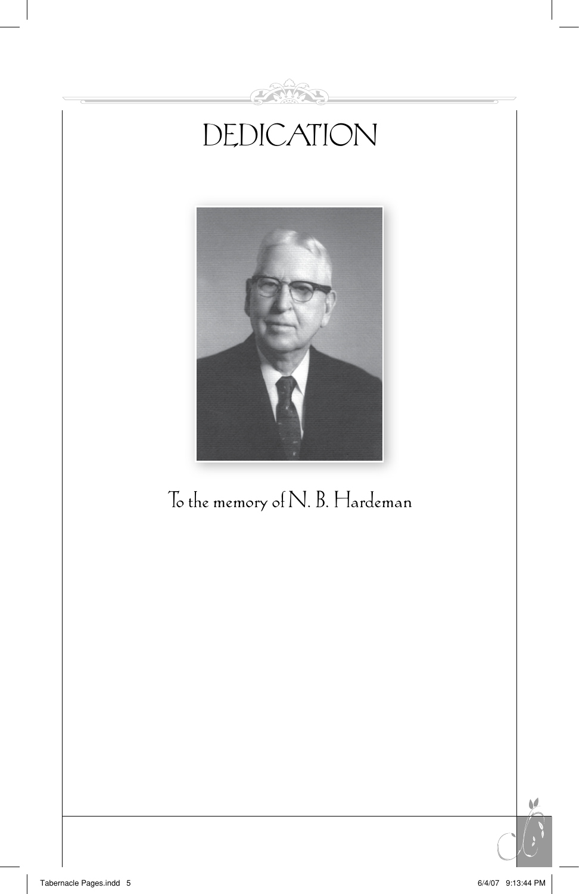# DEDICATION

To the memory of N. B. Hardeman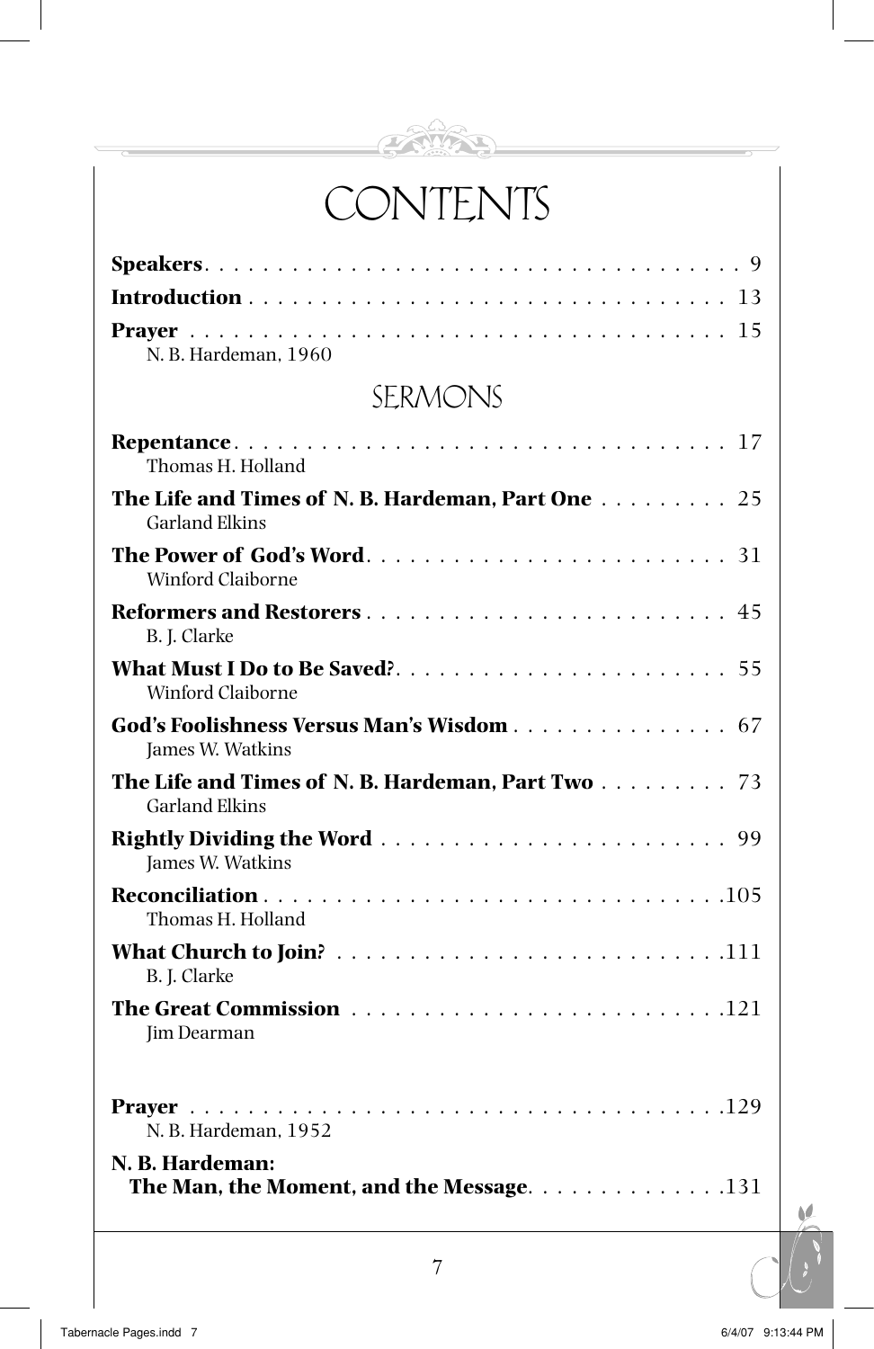# CONTENTS

**Speakers** . . . . . . . . . . . . . . . . . . . . . . . . . . . . . . . . . . . . 9

**Introduction** . . . . . . . . . . . . . . . . . . . . . . . . . . . . . . . . . 13

**Prayer** . . . . . . . . . . . . . . . . . . . . . . . . . . . . . . . . . . . . . 15
N. B. Hardeman, 1960

## SERMONS

**Repentance** . . . . . . . . . . . . . . . . . . . . . . . . . . . . . . . . . 17
Thomas H. Holland

**The Life and Times of N. B. Hardeman, Part One** . . . . . . . . . 25
Garland Elkins

**The Power of God's Word** . . . . . . . . . . . . . . . . . . . . . . . . . 31
Winford Claiborne

**Reformers and Restorers** . . . . . . . . . . . . . . . . . . . . . . . . . 45
B. J. Clarke

**What Must I Do to Be Saved?** . . . . . . . . . . . . . . . . . . . . . . 55
Winford Claiborne

**God's Foolishness Versus Man's Wisdom** . . . . . . . . . . . . . . . 67
James W. Watkins

**The Life and Times of N. B. Hardeman, Part Two** . . . . . . . . . 73
Garland Elkins

**Rightly Dividing the Word** . . . . . . . . . . . . . . . . . . . . . . . . 99
James W. Watkins

**Reconciliation** . . . . . . . . . . . . . . . . . . . . . . . . . . . . . . . 105
Thomas H. Holland

**What Church to Join?** . . . . . . . . . . . . . . . . . . . . . . . . . . 111
B. J. Clarke

**The Great Commission** . . . . . . . . . . . . . . . . . . . . . . . . . 121
Jim Dearman

**Prayer** . . . . . . . . . . . . . . . . . . . . . . . . . . . . . . . . . . . . 129
N. B. Hardeman, 1952

**N. B. Hardeman:**
**The Man, the Moment, and the Message** . . . . . . . . . . . . . 131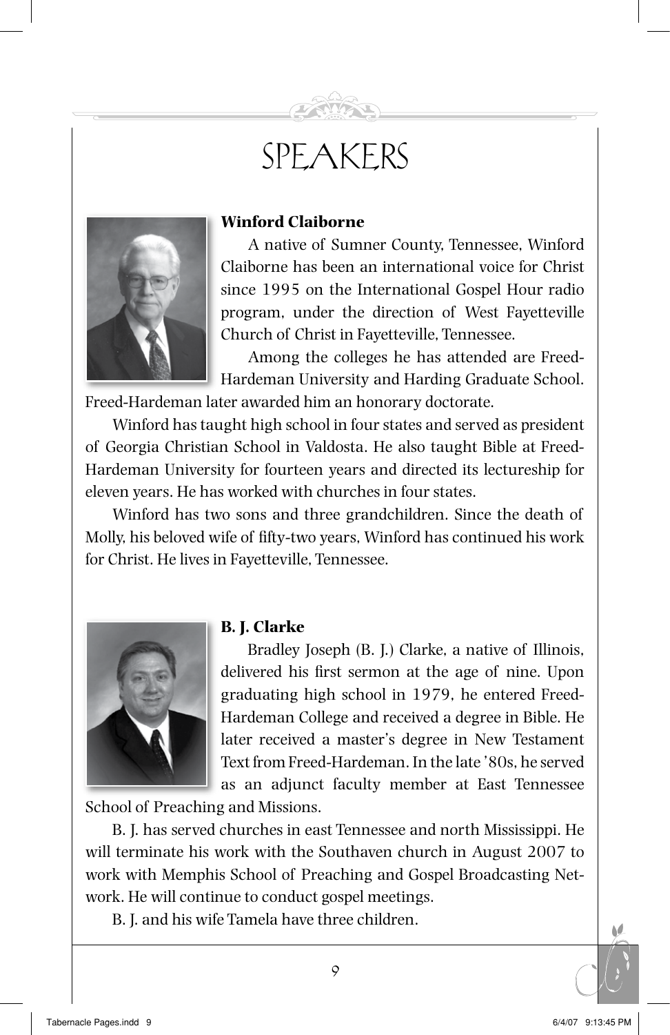# SPEAKERS

### Winford Claiborne

A native of Sumner County, Tennessee, Winford Claiborne has been an international voice for Christ since 1995 on the International Gospel Hour radio program, under the direction of West Fayetteville Church of Christ in Fayetteville, Tennessee.

Among the colleges he has attended are Freed-Hardeman University and Harding Graduate School. Freed-Hardeman later awarded him an honorary doctorate.

Winford has taught high school in four states and served as president of Georgia Christian School in Valdosta. He also taught Bible at Freed-Hardeman University for fourteen years and directed its lectureship for eleven years. He has worked with churches in four states.

Winford has two sons and three grandchildren. Since the death of Molly, his beloved wife of fifty-two years, Winford has continued his work for Christ. He lives in Fayetteville, Tennessee.

### B. J. Clarke

Bradley Joseph (B. J.) Clarke, a native of Illinois, delivered his first sermon at the age of nine. Upon graduating high school in 1979, he entered Freed-Hardeman College and received a degree in Bible. He later received a master's degree in New Testament Text from Freed-Hardeman. In the late '80s, he served as an adjunct faculty member at East Tennessee School of Preaching and Missions.

B. J. has served churches in east Tennessee and north Mississippi. He will terminate his work with the Southaven church in August 2007 to work with Memphis School of Preaching and Gospel Broadcasting Network. He will continue to conduct gospel meetings.

B. J. and his wife Tamela have three children.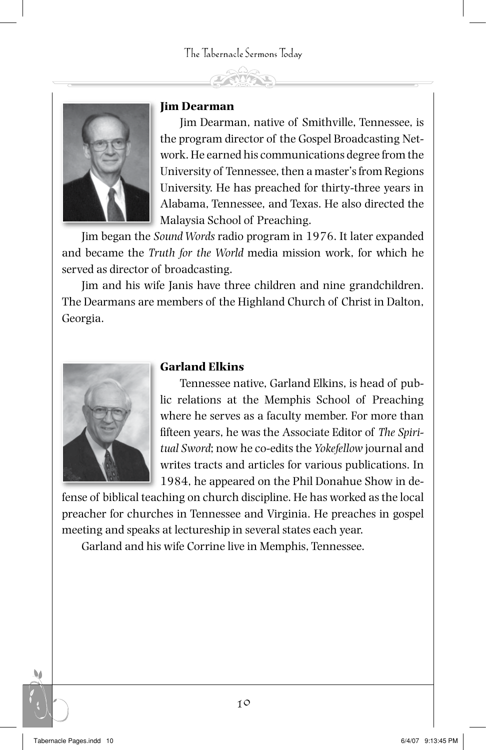### Jim Dearman

Jim Dearman, native of Smithville, Tennessee, is the program director of the Gospel Broadcasting Network. He earned his communications degree from the University of Tennessee, then a master's from Regions University. He has preached for thirty-three years in Alabama, Tennessee, and Texas. He also directed the Malaysia School of Preaching.

Jim began the *Sound Words* radio program in 1976. It later expanded and became the *Truth for the World* media mission work, for which he served as director of broadcasting.

Jim and his wife Janis have three children and nine grandchildren. The Dearmans are members of the Highland Church of Christ in Dalton, Georgia.

### Garland Elkins

Tennessee native, Garland Elkins, is head of public relations at the Memphis School of Preaching where he serves as a faculty member. For more than fifteen years, he was the Associate Editor of *The Spiritual Sword*; now he co-edits the *Yokefellow* journal and writes tracts and articles for various publications. In 1984, he appeared on the Phil Donahue Show in defense of biblical teaching on church discipline. He has worked as the local preacher for churches in Tennessee and Virginia. He preaches in gospel meeting and speaks at lectureship in several states each year.

Garland and his wife Corrine live in Memphis, Tennessee.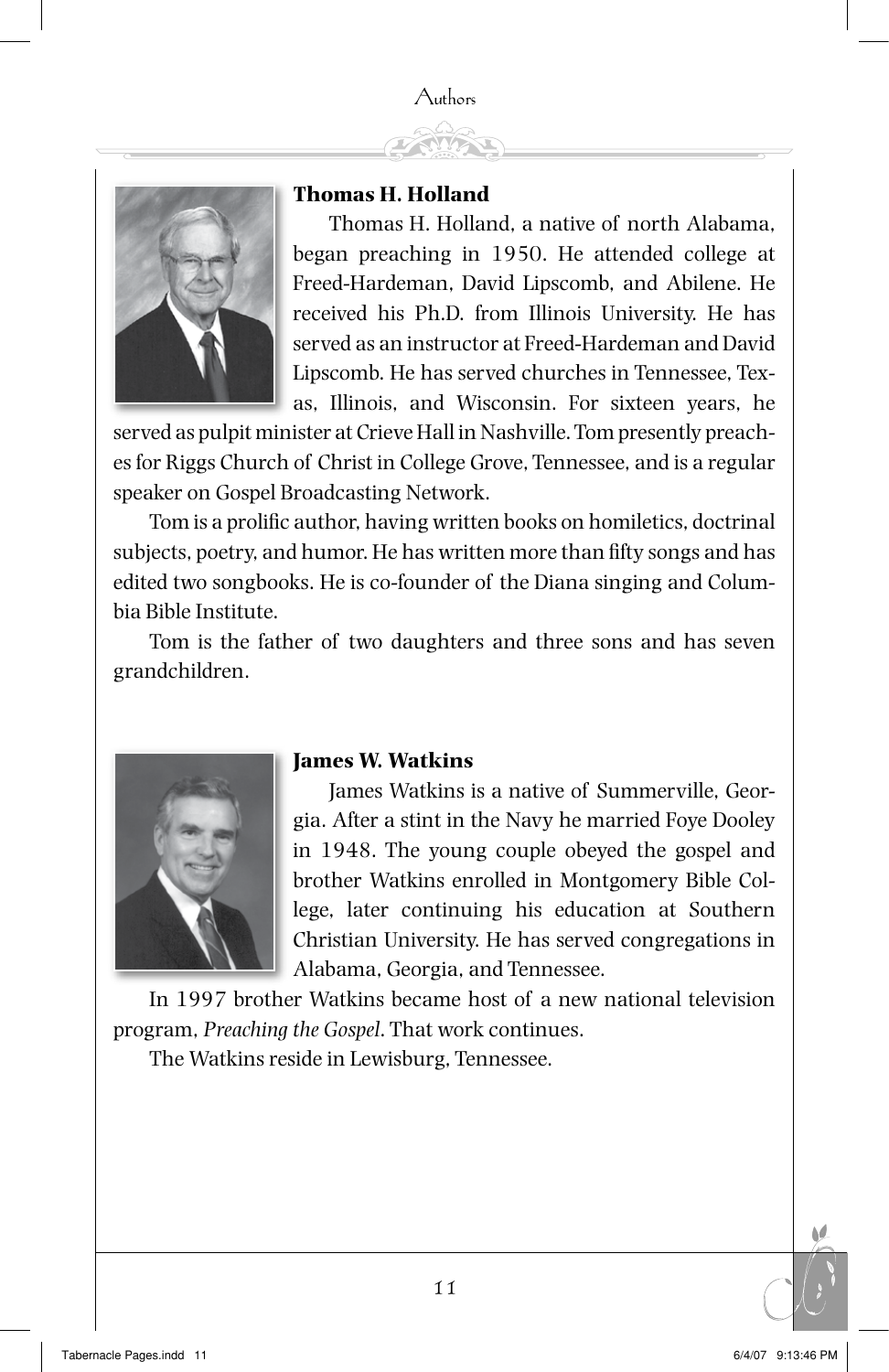# Authors

### Thomas H. Holland

Thomas H. Holland, a native of north Alabama, began preaching in 1950. He attended college at Freed-Hardeman, David Lipscomb, and Abilene. He received his Ph.D. from Illinois University. He has served as an instructor at Freed-Hardeman and David Lipscomb. He has served churches in Tennessee, Texas, Illinois, and Wisconsin. For sixteen years, he served as pulpit minister at Crieve Hall in Nashville. Tom presently preaches for Riggs Church of Christ in College Grove, Tennessee, and is a regular speaker on Gospel Broadcasting Network.

Tom is a prolific author, having written books on homiletics, doctrinal subjects, poetry, and humor. He has written more than fifty songs and has edited two songbooks. He is co-founder of the Diana singing and Columbia Bible Institute.

Tom is the father of two daughters and three sons and has seven grandchildren.

### James W. Watkins

James Watkins is a native of Summerville, Georgia. After a stint in the Navy he married Foye Dooley in 1948. The young couple obeyed the gospel and brother Watkins enrolled in Montgomery Bible College, later continuing his education at Southern Christian University. He has served congregations in Alabama, Georgia, and Tennessee.

In 1997 brother Watkins became host of a new national television program, *Preaching the Gospel*. That work continues.

The Watkins reside in Lewisburg, Tennessee.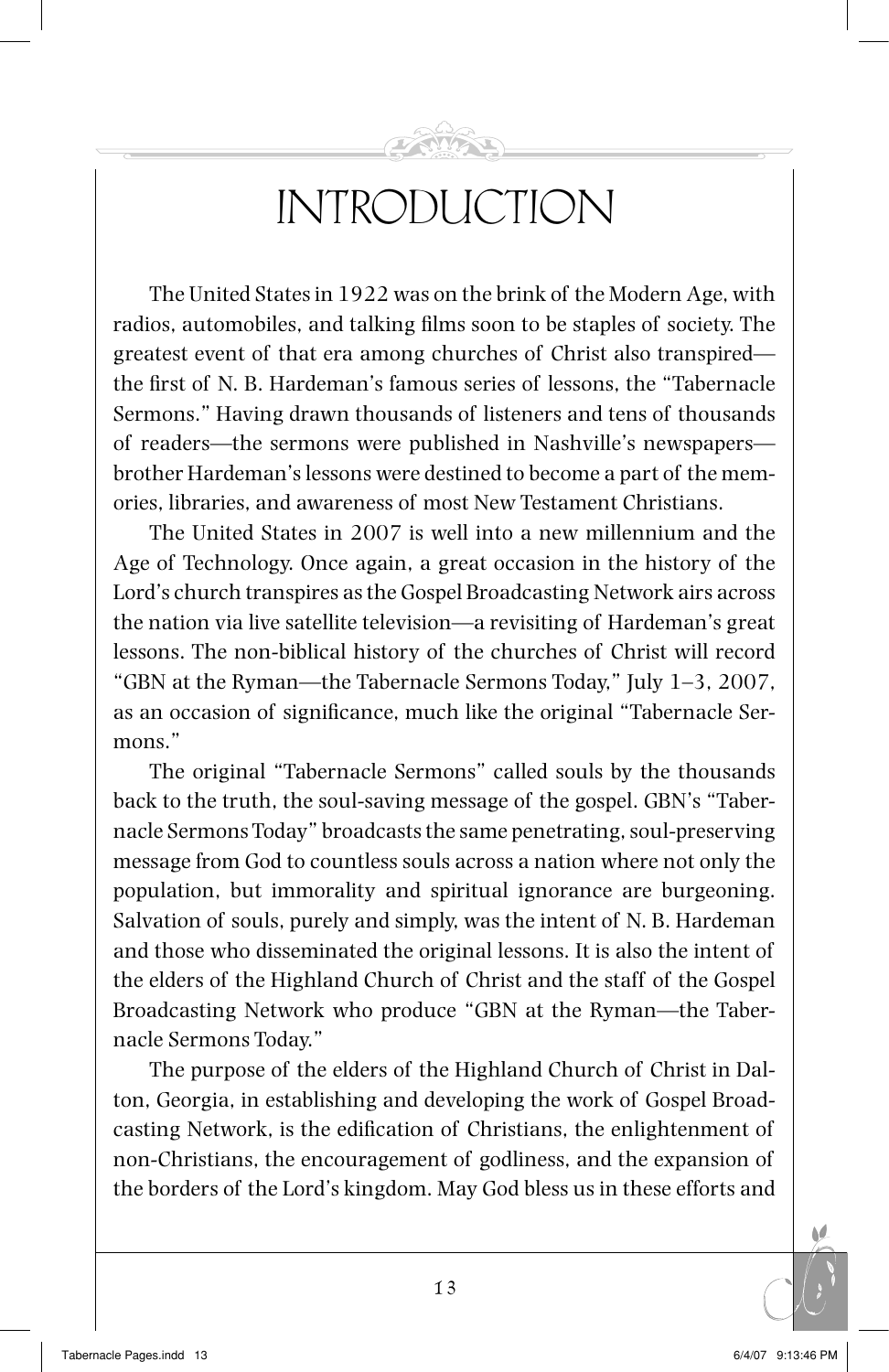# INTRODUCTION

The United States in 1922 was on the brink of the Modern Age, with radios, automobiles, and talking films soon to be staples of society. The greatest event of that era among churches of Christ also transpired—the first of N. B. Hardeman's famous series of lessons, the "Tabernacle Sermons." Having drawn thousands of listeners and tens of thousands of readers—the sermons were published in Nashville's newspapers—brother Hardeman's lessons were destined to become a part of the memories, libraries, and awareness of most New Testament Christians.

The United States in 2007 is well into a new millennium and the Age of Technology. Once again, a great occasion in the history of the Lord's church transpires as the Gospel Broadcasting Network airs across the nation via live satellite television—a revisiting of Hardeman's great lessons. The non-biblical history of the churches of Christ will record "GBN at the Ryman—the Tabernacle Sermons Today," July 1–3, 2007, as an occasion of significance, much like the original "Tabernacle Sermons."

The original "Tabernacle Sermons" called souls by the thousands back to the truth, the soul-saving message of the gospel. GBN's "Tabernacle Sermons Today" broadcasts the same penetrating, soul-preserving message from God to countless souls across a nation where not only the population, but immorality and spiritual ignorance are burgeoning. Salvation of souls, purely and simply, was the intent of N. B. Hardeman and those who disseminated the original lessons. It is also the intent of the elders of the Highland Church of Christ and the staff of the Gospel Broadcasting Network who produce "GBN at the Ryman—the Tabernacle Sermons Today."

The purpose of the elders of the Highland Church of Christ in Dalton, Georgia, in establishing and developing the work of Gospel Broadcasting Network, is the edification of Christians, the enlightenment of non-Christians, the encouragement of godliness, and the expansion of the borders of the Lord's kingdom. May God bless us in these efforts and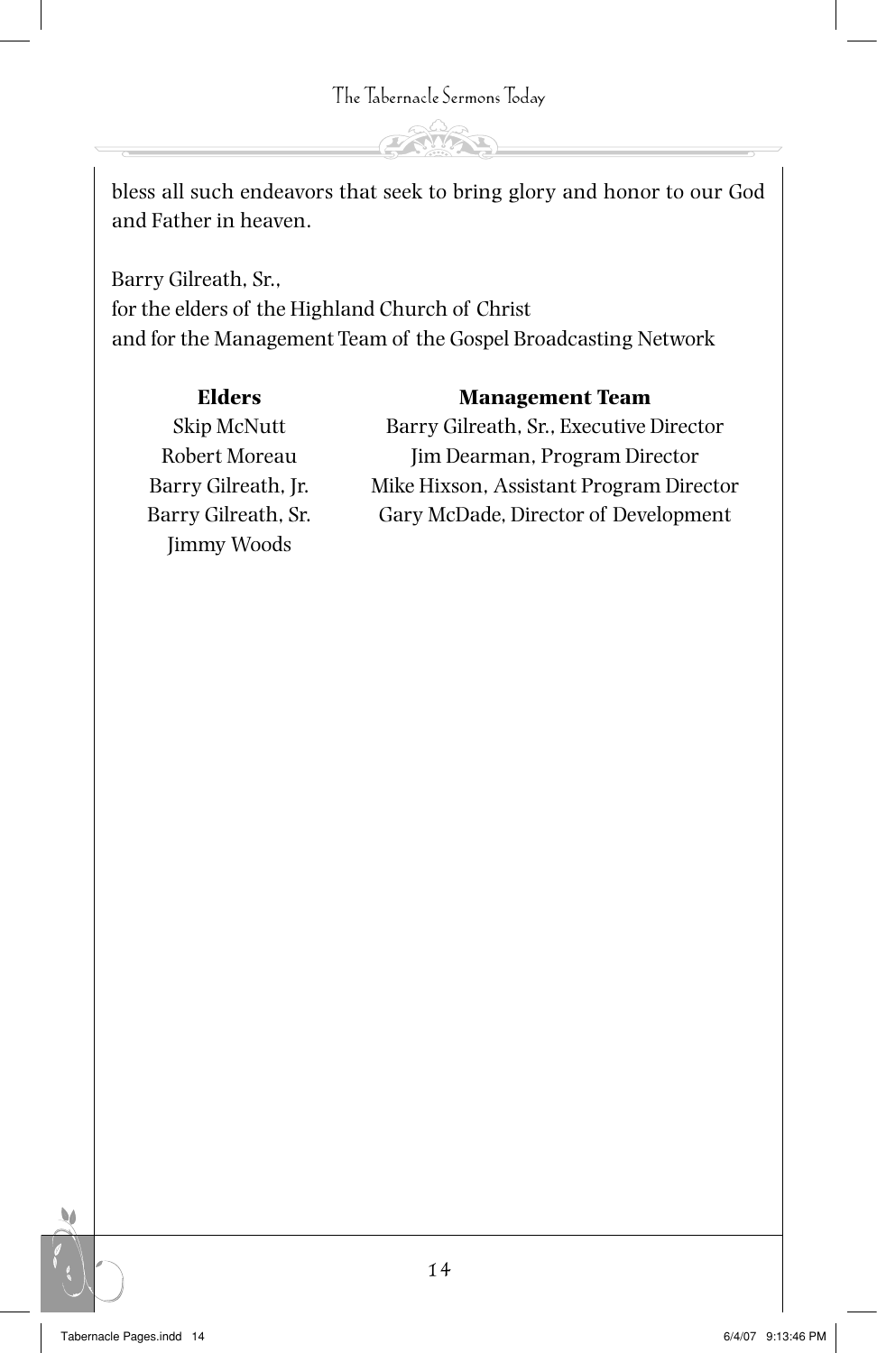bless all such endeavors that seek to bring glory and honor to our God and Father in heaven.

Barry Gilreath, Sr.,  
for the elders of the Highland Church of Christ  
and for the Management Team of the Gospel Broadcasting Network

**Elders**

Skip McNutt  
Robert Moreau  
Barry Gilreath, Jr.  
Barry Gilreath, Sr.  
Jimmy Woods

**Management Team**

Barry Gilreath, Sr., Executive Director  
Jim Dearman, Program Director  
Mike Hixson, Assistant Program Director  
Gary McDade, Director of Development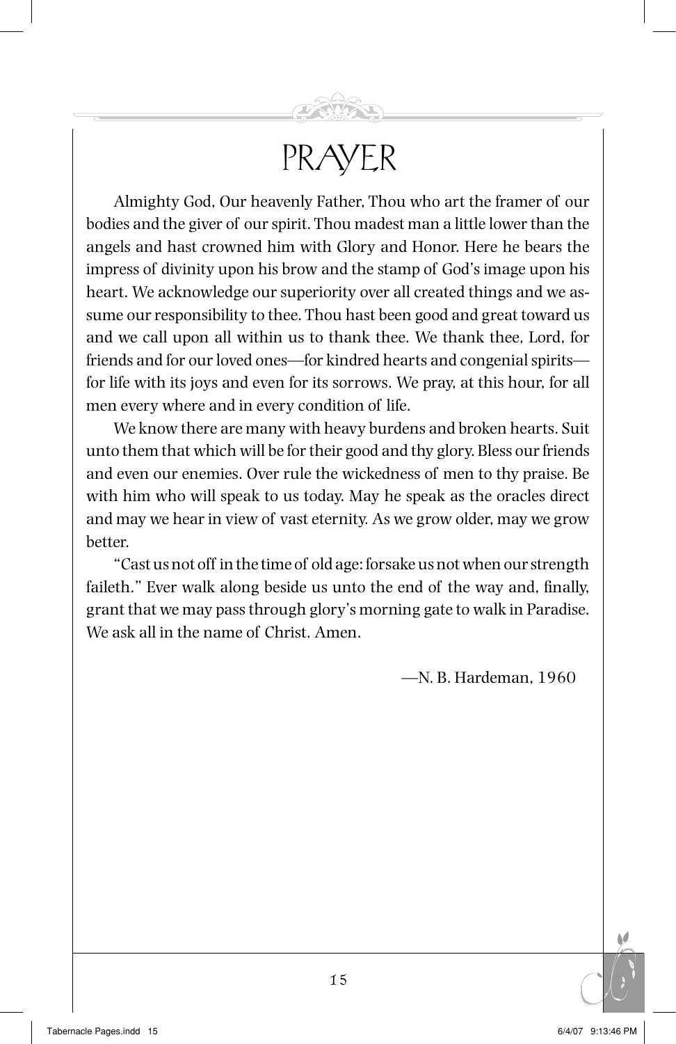# PRAYER

Almighty God, Our heavenly Father, Thou who art the framer of our bodies and the giver of our spirit. Thou madest man a little lower than the angels and hast crowned him with Glory and Honor. Here he bears the impress of divinity upon his brow and the stamp of God's image upon his heart. We acknowledge our superiority over all created things and we assume our responsibility to thee. Thou hast been good and great toward us and we call upon all within us to thank thee. We thank thee, Lord, for friends and for our loved ones—for kindred hearts and congenial spirits—for life with its joys and even for its sorrows. We pray, at this hour, for all men every where and in every condition of life.

We know there are many with heavy burdens and broken hearts. Suit unto them that which will be for their good and thy glory. Bless our friends and even our enemies. Over rule the wickedness of men to thy praise. Be with him who will speak to us today. May he speak as the oracles direct and may we hear in view of vast eternity. As we grow older, may we grow better.

"Cast us not off in the time of old age: forsake us not when our strength faileth." Ever walk along beside us unto the end of the way and, finally, grant that we may pass through glory's morning gate to walk in Paradise. We ask all in the name of Christ. Amen.

—N. B. Hardeman, 1960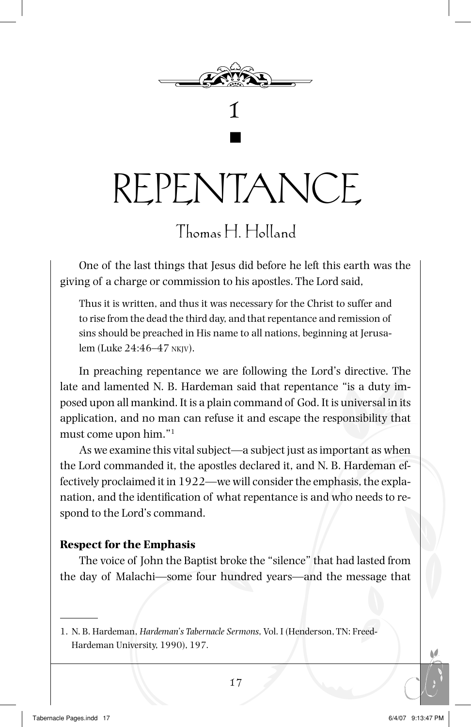# 1

# REPENTANCE

## Thomas H. Holland

One of the last things that Jesus did before he left this earth was the giving of a charge or commission to his apostles. The Lord said,

> Thus it is written, and thus it was necessary for the Christ to suffer and to rise from the dead the third day, and that repentance and remission of sins should be preached in His name to all nations, beginning at Jerusalem (Luke 24:46–47 NKJV).

In preaching repentance we are following the Lord's directive. The late and lamented N. B. Hardeman said that repentance "is a duty imposed upon all mankind. It is a plain command of God. It is universal in its application, and no man can refuse it and escape the responsibility that must come upon him."[1]

As we examine this vital subject—a subject just as important as when the Lord commanded it, the apostles declared it, and N. B. Hardeman effectively proclaimed it in 1922—we will consider the emphasis, the explanation, and the identification of what repentance is and who needs to respond to the Lord's command.

**Respect for the Emphasis**

The voice of John the Baptist broke the "silence" that had lasted from the day of Malachi—some four hundred years—and the message that

---

1. N. B. Hardeman, *Hardeman's Tabernacle Sermons*, Vol. I (Henderson, TN: Freed-Hardeman University, 1990), 197.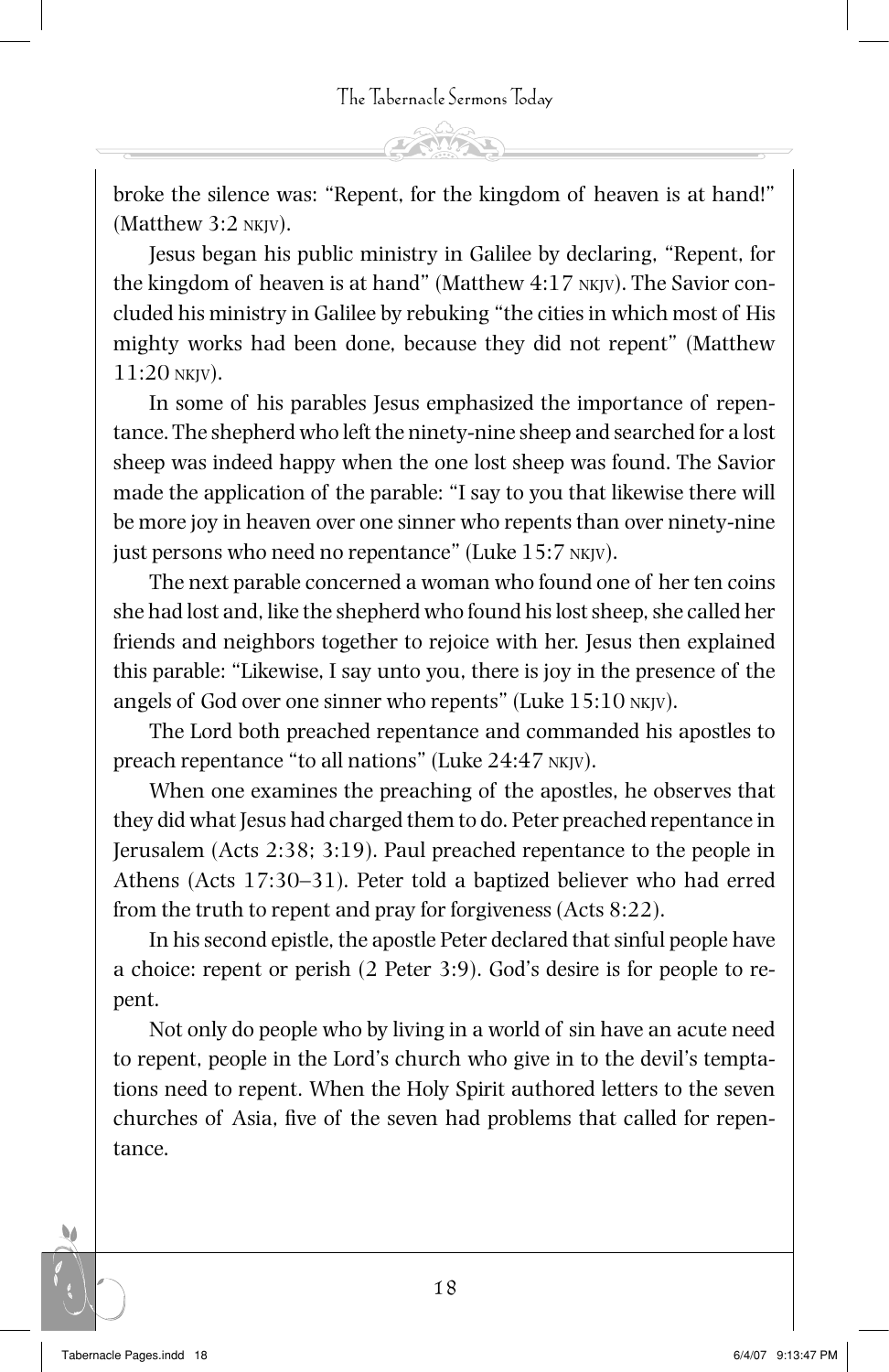broke the silence was: "Repent, for the kingdom of heaven is at hand!" (Matthew 3:2 NKJV).

Jesus began his public ministry in Galilee by declaring, "Repent, for the kingdom of heaven is at hand" (Matthew 4:17 NKJV). The Savior concluded his ministry in Galilee by rebuking "the cities in which most of His mighty works had been done, because they did not repent" (Matthew 11:20 NKJV).

In some of his parables Jesus emphasized the importance of repentance. The shepherd who left the ninety-nine sheep and searched for a lost sheep was indeed happy when the one lost sheep was found. The Savior made the application of the parable: "I say to you that likewise there will be more joy in heaven over one sinner who repents than over ninety-nine just persons who need no repentance" (Luke 15:7 NKJV).

The next parable concerned a woman who found one of her ten coins she had lost and, like the shepherd who found his lost sheep, she called her friends and neighbors together to rejoice with her. Jesus then explained this parable: "Likewise, I say unto you, there is joy in the presence of the angels of God over one sinner who repents" (Luke 15:10 NKJV).

The Lord both preached repentance and commanded his apostles to preach repentance "to all nations" (Luke 24:47 NKJV).

When one examines the preaching of the apostles, he observes that they did what Jesus had charged them to do. Peter preached repentance in Jerusalem (Acts 2:38; 3:19). Paul preached repentance to the people in Athens (Acts 17:30–31). Peter told a baptized believer who had erred from the truth to repent and pray for forgiveness (Acts 8:22).

In his second epistle, the apostle Peter declared that sinful people have a choice: repent or perish (2 Peter 3:9). God's desire is for people to repent.

Not only do people who by living in a world of sin have an acute need to repent, people in the Lord's church who give in to the devil's temptations need to repent. When the Holy Spirit authored letters to the seven churches of Asia, five of the seven had problems that called for repentance.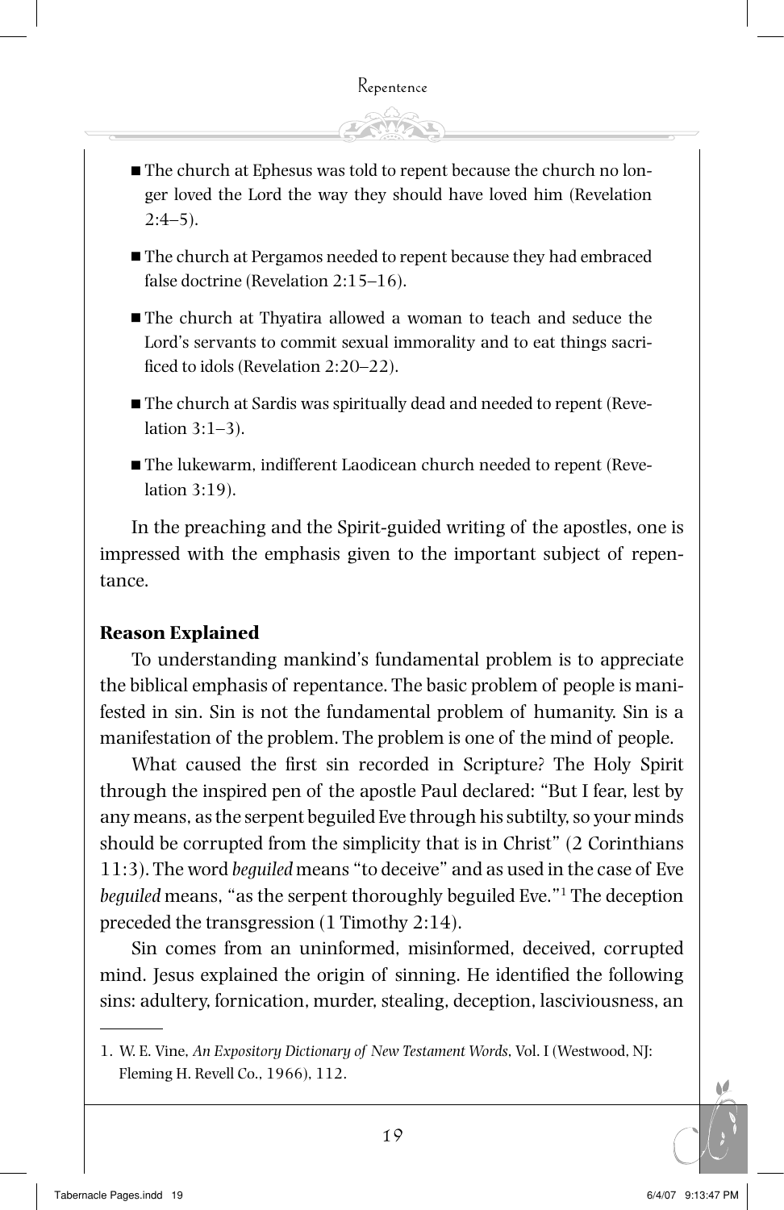- The church at Ephesus was told to repent because the church no longer loved the Lord the way they should have loved him (Revelation 2:4–5).
- The church at Pergamos needed to repent because they had embraced false doctrine (Revelation 2:15–16).
- The church at Thyatira allowed a woman to teach and seduce the Lord's servants to commit sexual immorality and to eat things sacrificed to idols (Revelation 2:20–22).
- The church at Sardis was spiritually dead and needed to repent (Revelation 3:1–3).
- The lukewarm, indifferent Laodicean church needed to repent (Revelation 3:19).

In the preaching and the Spirit-guided writing of the apostles, one is impressed with the emphasis given to the important subject of repentance.

**Reason Explained**

To understanding mankind's fundamental problem is to appreciate the biblical emphasis of repentance. The basic problem of people is manifested in sin. Sin is not the fundamental problem of humanity. Sin is a manifestation of the problem. The problem is one of the mind of people.

What caused the first sin recorded in Scripture? The Holy Spirit through the inspired pen of the apostle Paul declared: "But I fear, lest by any means, as the serpent beguiled Eve through his subtilty, so your minds should be corrupted from the simplicity that is in Christ" (2 Corinthians 11:3). The word *beguiled* means "to deceive" and as used in the case of Eve *beguiled* means, "as the serpent thoroughly beguiled Eve."[1] The deception preceded the transgression (1 Timothy 2:14).

Sin comes from an uninformed, misinformed, deceived, corrupted mind. Jesus explained the origin of sinning. He identified the following sins: adultery, fornication, murder, stealing, deception, lasciviousness, an

1. W. E. Vine, *An Expository Dictionary of New Testament Words*, Vol. I (Westwood, NJ: Fleming H. Revell Co., 1966), 112.